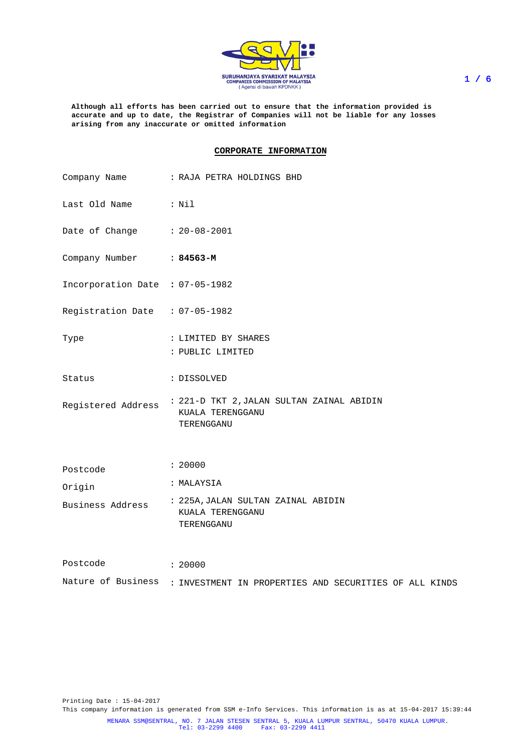SURUHANJAYA SYARIKAT MALAYSIA
COMPANIES COMMISSION OF MALAYSIA
( Agensi di bawah KPDNKK )

**Although all efforts has been carried out to ensure that the information provided is accurate and up to date, the Registrar of Companies will not be liable for any losses arising from any inaccurate or omitted information**

## CORPORATE INFORMATION

| | |
|---|---|
| Company Name | : RAJA PETRA HOLDINGS BHD |
| Last Old Name | : Nil |
| Date of Change | : 20-08-2001 |
| Company Number | : **84563-M** |
| Incorporation Date | : 07-05-1982 |
| Registration Date | : 07-05-1982 |
| Type | : LIMITED BY SHARES<br>: PUBLIC LIMITED |
| Status | : DISSOLVED |
| Registered Address | : 221-D TKT 2,JALAN SULTAN ZAINAL ABIDIN<br>KUALA TERENGGANU<br>TERENGGANU |
| Postcode | : 20000 |
| Origin | : MALAYSIA |
| Business Address | : 225A,JALAN SULTAN ZAINAL ABIDIN<br>KUALA TERENGGANU<br>TERENGGANU |
| Postcode | : 20000 |
| Nature of Business | : INVESTMENT IN PROPERTIES AND SECURITIES OF ALL KINDS |

Printing Date : 15-04-2017

This company information is generated from SSM e-Info Services. This information is as at 15-04-2017 15:39:44

MENARA SSM@SENTRAL, NO. 7 JALAN STESEN SENTRAL 5, KUALA LUMPUR SENTRAL, 50470 KUALA LUMPUR.
Tel: 03-2299 4400 Fax: 03-2299 4411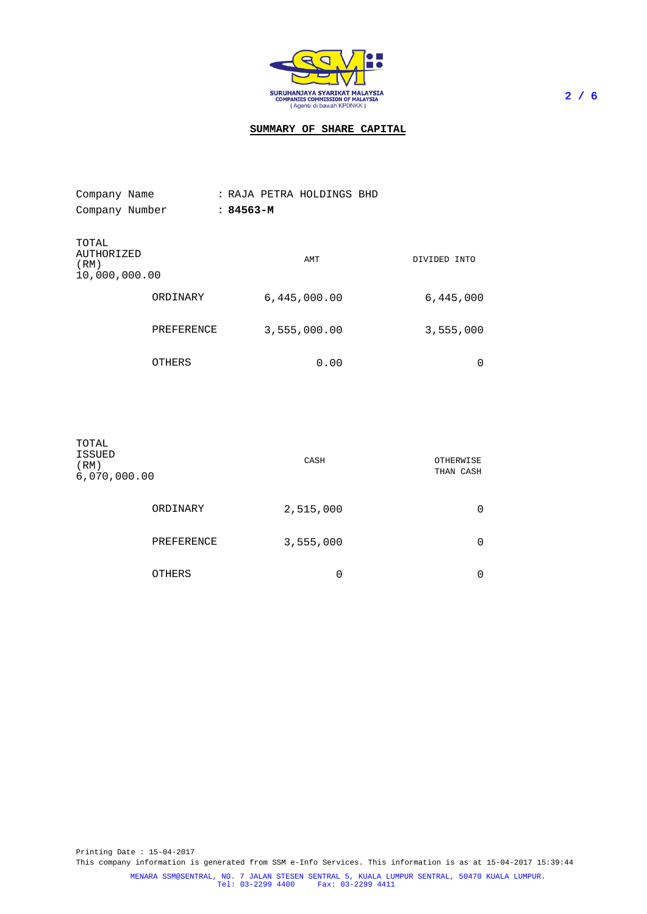SURUHANJAYA SYARIKAT MALAYSIA
COMPANIES COMMISSION OF MALAYSIA
( Agensi di bawah KPDNKK )

## SUMMARY OF SHARE CAPITAL

Company Name : RAJA PETRA HOLDINGS BHD
Company Number : **84563-M**

| TOTAL AUTHORIZED (RM) 10,000,000.00 | | AMT | DIVIDED INTO |
|---|---|---|---|
| | ORDINARY | 6,445,000.00 | 6,445,000 |
| | PREFERENCE | 3,555,000.00 | 3,555,000 |
| | OTHERS | 0.00 | 0 |

| TOTAL ISSUED (RM) 6,070,000.00 | | CASH | OTHERWISE THAN CASH |
|---|---|---|---|
| | ORDINARY | 2,515,000 | 0 |
| | PREFERENCE | 3,555,000 | 0 |
| | OTHERS | 0 | 0 |

Printing Date : 15-04-2017
This company information is generated from SSM e-Info Services. This information is as at 15-04-2017 15:39:44

MENARA SSM@SENTRAL, NO. 7 JALAN STESEN SENTRAL 5, KUALA LUMPUR SENTRAL, 50470 KUALA LUMPUR.
Tel: 03-2299 4400 Fax: 03-2299 4411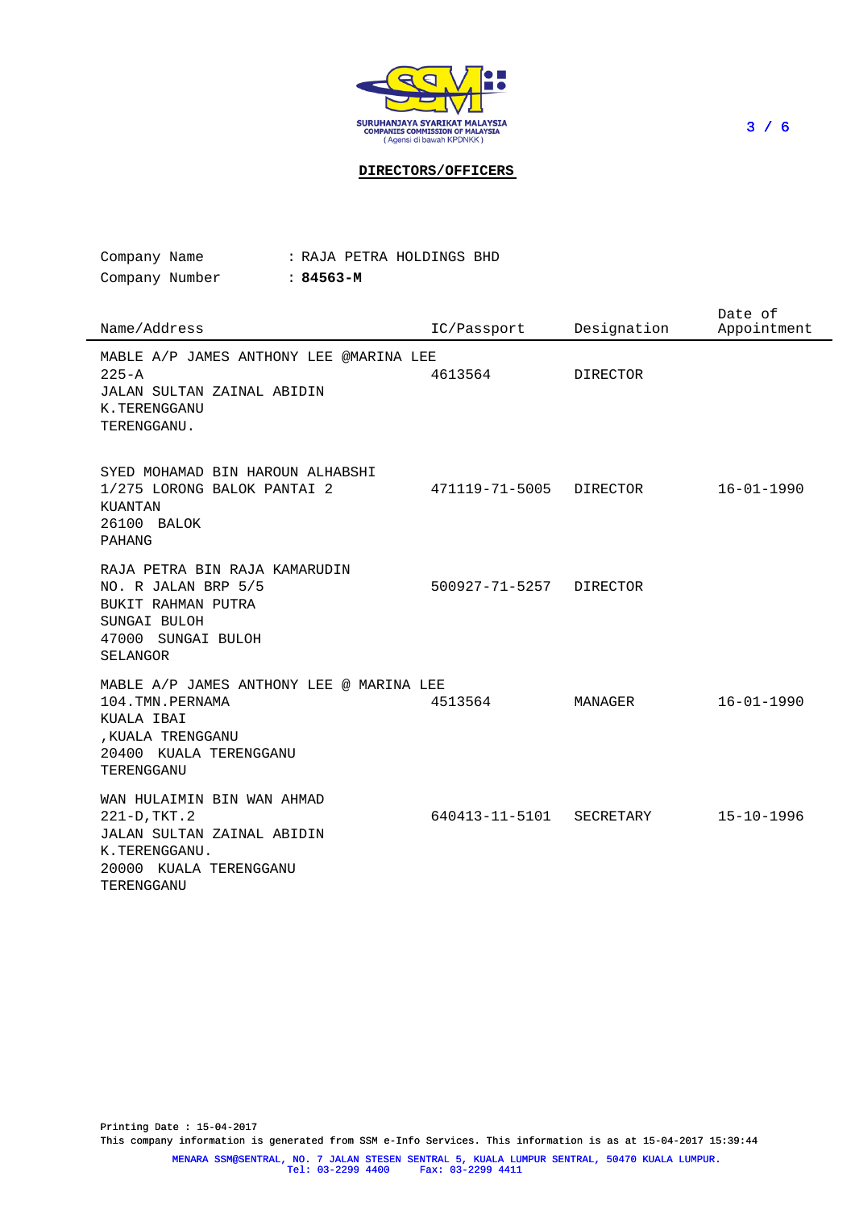SURUHANJAYA SYARIKAT MALAYSIA
COMPANIES COMMISSION OF MALAYSIA
( Agensi di bawah KPDNKK )

## DIRECTORS/OFFICERS

Company Name : RAJA PETRA HOLDINGS BHD
Company Number : **84563-M**

| Name/Address | IC/Passport | Designation | Date of Appointment |
|---|---|---|---|
| MABLE A/P JAMES ANTHONY LEE @MARINA LEE<br>225-A<br>JALAN SULTAN ZAINAL ABIDIN<br>K.TERENGGANU<br>TERENGGANU. | 4613564 | DIRECTOR | |
| SYED MOHAMAD BIN HAROUN ALHABSHI<br>1/275 LORONG BALOK PANTAI 2<br>KUANTAN<br>26100 BALOK<br>PAHANG | 471119-71-5005 | DIRECTOR | 16-01-1990 |
| RAJA PETRA BIN RAJA KAMARUDIN<br>NO. R JALAN BRP 5/5<br>BUKIT RAHMAN PUTRA<br>SUNGAI BULOH<br>47000 SUNGAI BULOH<br>SELANGOR | 500927-71-5257 | DIRECTOR | |
| MABLE A/P JAMES ANTHONY LEE @ MARINA LEE<br>104.TMN.PERNAMA<br>KUALA IBAI<br>,KUALA TRENGGANU<br>20400 KUALA TERENGGANU<br>TERENGGANU | 4513564 | MANAGER | 16-01-1990 |
| WAN HULAIMIN BIN WAN AHMAD<br>221-D,TKT.2<br>JALAN SULTAN ZAINAL ABIDIN<br>K.TERENGGANU.<br>20000 KUALA TERENGGANU<br>TERENGGANU | 640413-11-5101 | SECRETARY | 15-10-1996 |

Printing Date : 15-04-2017
This company information is generated from SSM e-Info Services. This information is as at 15-04-2017 15:39:44

MENARA SSM@SENTRAL, NO. 7 JALAN STESEN SENTRAL 5, KUALA LUMPUR SENTRAL, 50470 KUALA LUMPUR.
Tel: 03-2299 4400 Fax: 03-2299 4411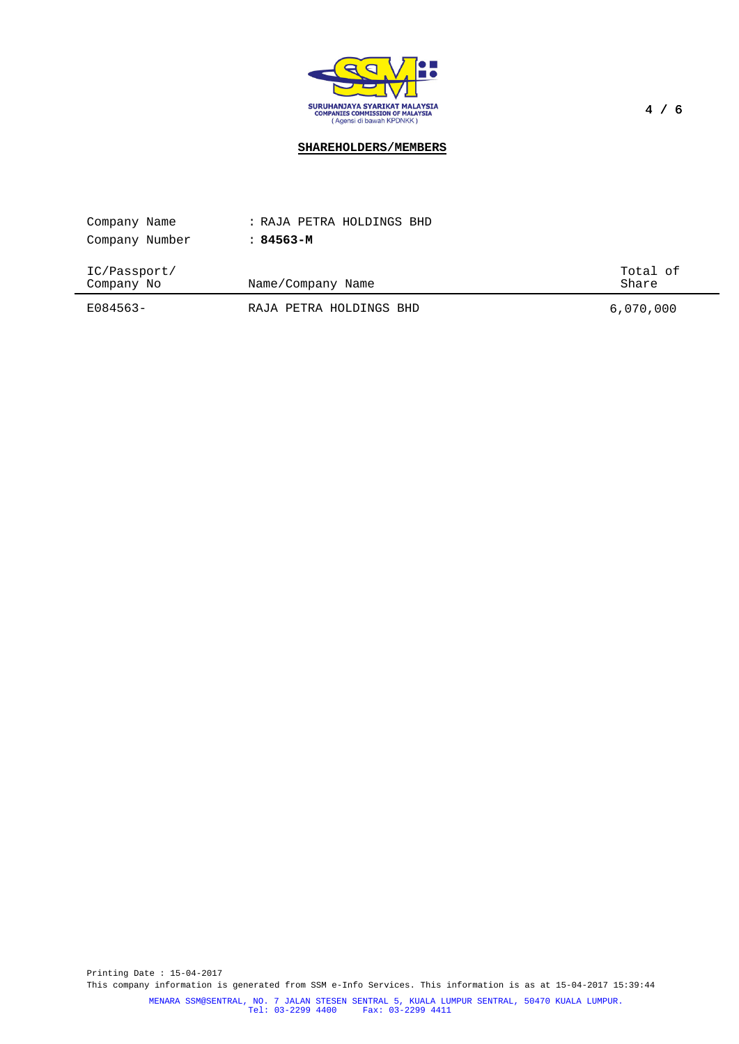SURUHANJAYA SYARIKAT MALAYSIA
COMPANIES COMMISSION OF MALAYSIA
(Agensi di bawah KPDNKK)

## SHAREHOLDERS/MEMBERS

Company Name : RAJA PETRA HOLDINGS BHD

Company Number : **84563-M**

| IC/Passport/ Company No | Name/Company Name | Total of Share |
|---|---|---|
| E084563- | RAJA PETRA HOLDINGS BHD | 6,070,000 |

Printing Date : 15-04-2017

This company information is generated from SSM e-Info Services. This information is as at 15-04-2017 15:39:44

MENARA SSM@SENTRAL, NO. 7 JALAN STESEN SENTRAL 5, KUALA LUMPUR SENTRAL, 50470 KUALA LUMPUR.
Tel: 03-2299 4400 Fax: 03-2299 4411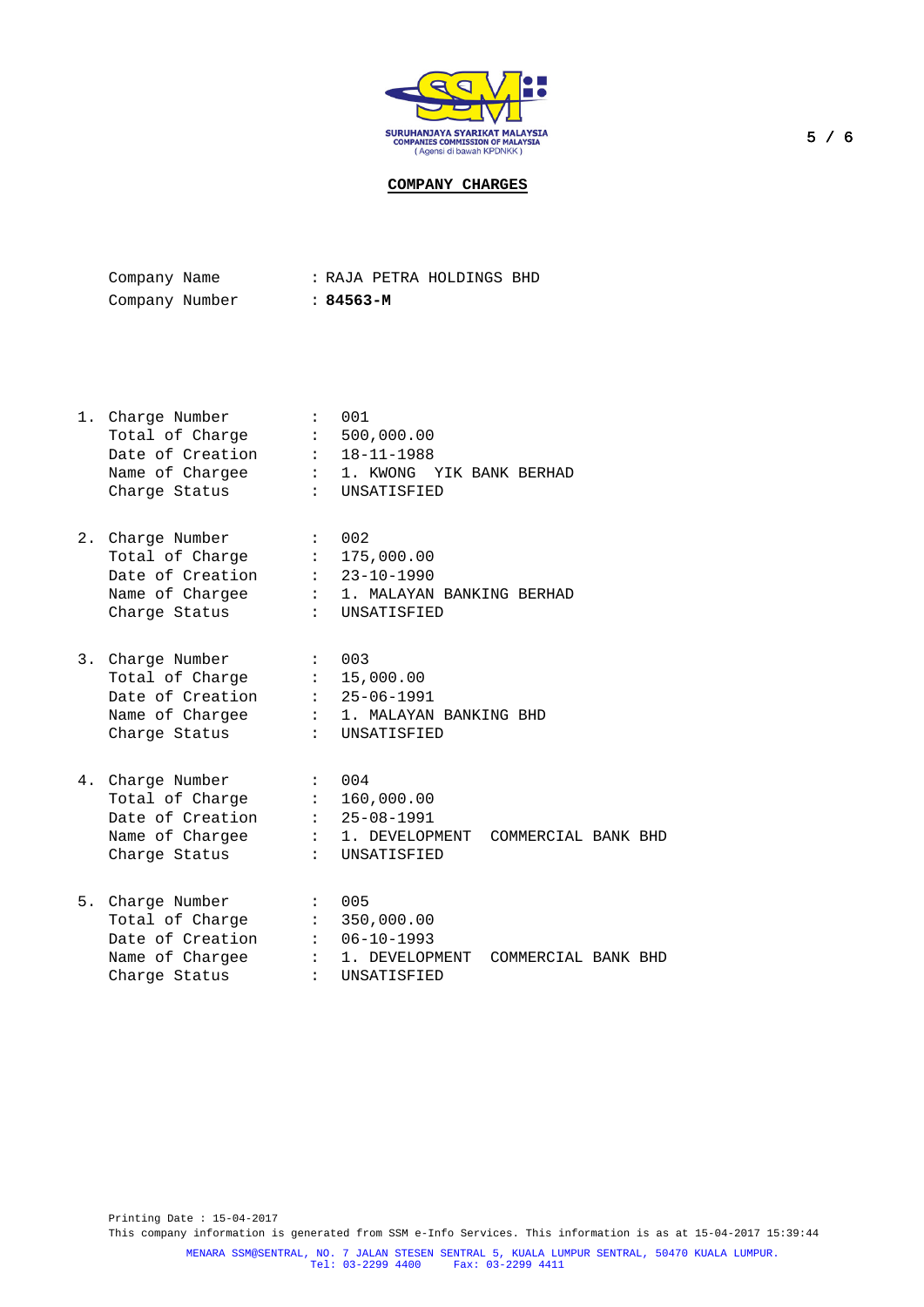SURUHANJAYA SYARIKAT MALAYSIA
COMPANIES COMMISSION OF MALAYSIA
(Agensi di bawah KPDNKK)

## COMPANY CHARGES

Company Name : RAJA PETRA HOLDINGS BHD
Company Number : **84563-M**

1. Charge Number : 001
   Total of Charge : 500,000.00
   Date of Creation : 18-11-1988
   Name of Chargee : 1. KWONG YIK BANK BERHAD
   Charge Status : UNSATISFIED

2. Charge Number : 002
   Total of Charge : 175,000.00
   Date of Creation : 23-10-1990
   Name of Chargee : 1. MALAYAN BANKING BERHAD
   Charge Status : UNSATISFIED

3. Charge Number : 003
   Total of Charge : 15,000.00
   Date of Creation : 25-06-1991
   Name of Chargee : 1. MALAYAN BANKING BHD
   Charge Status : UNSATISFIED

4. Charge Number : 004
   Total of Charge : 160,000.00
   Date of Creation : 25-08-1991
   Name of Chargee : 1. DEVELOPMENT COMMERCIAL BANK BHD
   Charge Status : UNSATISFIED

5. Charge Number : 005
   Total of Charge : 350,000.00
   Date of Creation : 06-10-1993
   Name of Chargee : 1. DEVELOPMENT COMMERCIAL BANK BHD
   Charge Status : UNSATISFIED

Printing Date : 15-04-2017
This company information is generated from SSM e-Info Services. This information is as at 15-04-2017 15:39:44

MENARA SSM@SENTRAL, NO. 7 JALAN STESEN SENTRAL 5, KUALA LUMPUR SENTRAL, 50470 KUALA LUMPUR.
Tel: 03-2299 4400 Fax: 03-2299 4411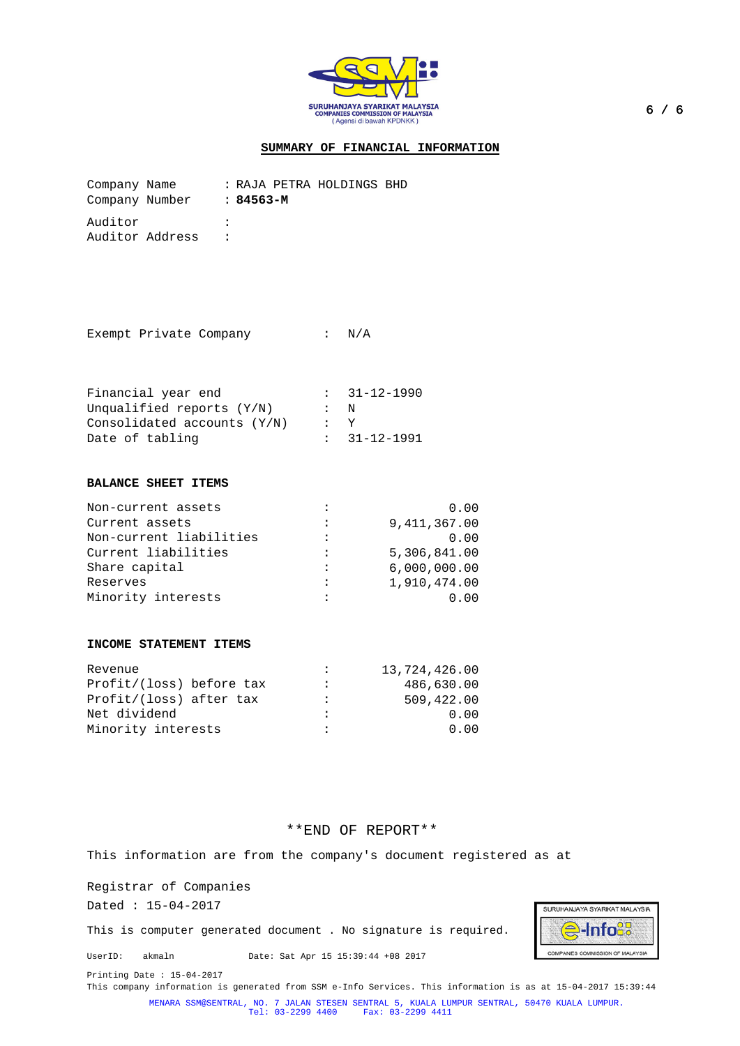SURUHANJAYA SYARIKAT MALAYSIA
COMPANIES COMMISSION OF MALAYSIA
(Agensi di bawah KPDNKK)

## SUMMARY OF FINANCIAL INFORMATION

Company Name : RAJA PETRA HOLDINGS BHD
Company Number : **84563-M**

Auditor :
Auditor Address :

Exempt Private Company : N/A

| | | |
|---|---|---|
| Financial year end | : | 31-12-1990 |
| Unqualified reports (Y/N) | : | N |
| Consolidated accounts (Y/N) | : | Y |
| Date of tabling | : | 31-12-1991 |

### BALANCE SHEET ITEMS

| | | |
|---|---|---|
| Non-current assets | : | 0.00 |
| Current assets | : | 9,411,367.00 |
| Non-current liabilities | : | 0.00 |
| Current liabilities | : | 5,306,841.00 |
| Share capital | : | 6,000,000.00 |
| Reserves | : | 1,910,474.00 |
| Minority interests | : | 0.00 |

### INCOME STATEMENT ITEMS

| | | |
|---|---|---|
| Revenue | : | 13,724,426.00 |
| Profit/(loss) before tax | : | 486,630.00 |
| Profit/(loss) after tax | : | 509,422.00 |
| Net dividend | : | 0.00 |
| Minority interests | : | 0.00 |

**END OF REPORT**

This information are from the company's document registered as at

Registrar of Companies
Dated : 15-04-2017

This is computer generated document . No signature is required.

SURUHANJAYA SYARIKAT MALAYSIA
e-Info
COMPANIES COMMISSION OF MALAYSIA

UserID: akmaln Date: Sat Apr 15 15:39:44 +08 2017

Printing Date : 15-04-2017
This company information is generated from SSM e-Info Services. This information is as at 15-04-2017 15:39:44

MENARA SSM@SENTRAL, NO. 7 JALAN STESEN SENTRAL 5, KUALA LUMPUR SENTRAL, 50470 KUALA LUMPUR.
Tel: 03-2299 4400 Fax: 03-2299 4411